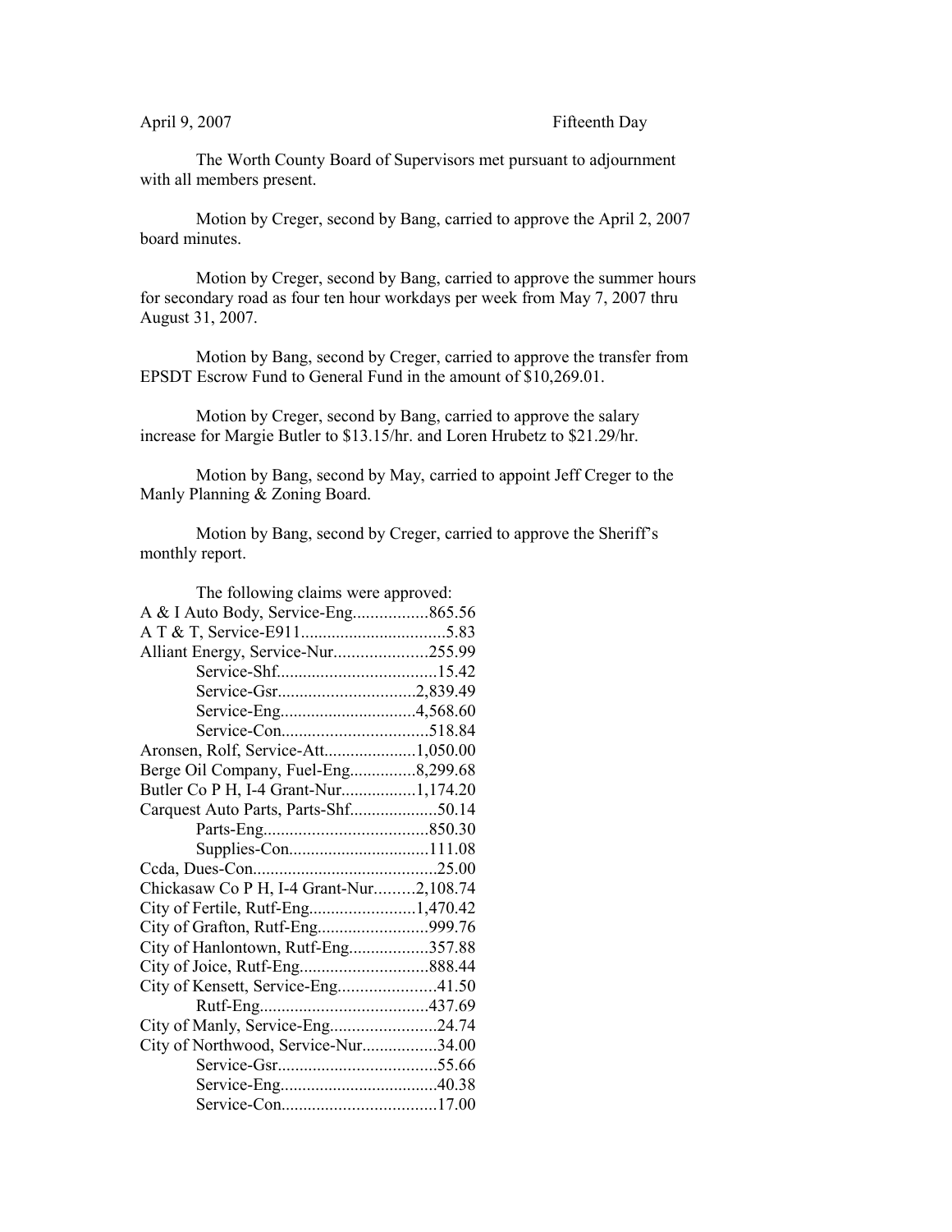April 9, 2007 Fifteenth Day

The Worth County Board of Supervisors met pursuant to adjournment with all members present.

Motion by Creger, second by Bang, carried to approve the April 2, 2007 board minutes.

Motion by Creger, second by Bang, carried to approve the summer hours for secondary road as four ten hour workdays per week from May 7, 2007 thru August 31, 2007.

Motion by Bang, second by Creger, carried to approve the transfer from EPSDT Escrow Fund to General Fund in the amount of $10,269.01.

Motion by Creger, second by Bang, carried to approve the salary increase for Margie Butler to $13.15/hr. and Loren Hrubetz to $21.29/hr.

Motion by Bang, second by May, carried to appoint Jeff Creger to the Manly Planning & Zoning Board.

Motion by Bang, second by Creger, carried to approve the Sheriff's monthly report.

The following claims were approved:

A & I Auto Body, Service-Eng.................865.56
A T & T, Service-E911.................................5.83
Alliant Energy, Service-Nur.....................255.99
Service-Shf....................................15.42
Service-Gsr...............................2,839.49
Service-Eng...............................4,568.60
Service-Con.................................518.84
Aronsen, Rolf, Service-Att.....................1,050.00
Berge Oil Company, Fuel-Eng...............8,299.68
Butler Co P H, I-4 Grant-Nur.................1,174.20
Carquest Auto Parts, Parts-Shf....................50.14
Parts-Eng.....................................850.30
Supplies-Con................................111.08
Ccda, Dues-Con..........................................25.00
Chickasaw Co P H, I-4 Grant-Nur.........2,108.74
City of Fertile, Rutf-Eng........................1,470.42
City of Grafton, Rutf-Eng.........................999.76
City of Hanlontown, Rutf-Eng..................357.88
City of Joice, Rutf-Eng............................888.44
City of Kensett, Service-Eng......................41.50
Rutf-Eng......................................437.69
City of Manly, Service-Eng........................24.74
City of Northwood, Service-Nur.................34.00
Service-Gsr....................................55.66
Service-Eng....................................40.38
Service-Con...................................17.00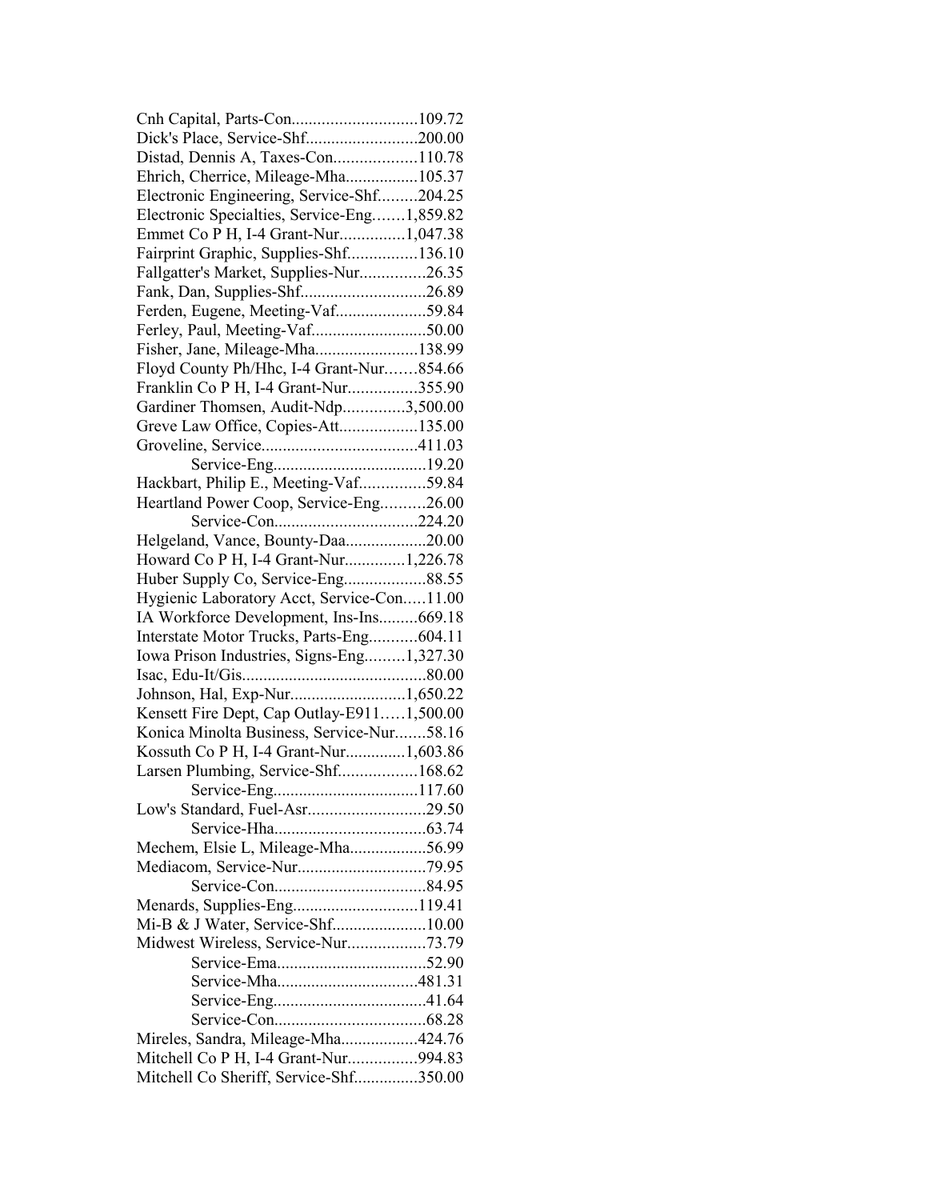Cnh Capital, Parts-Con.............................109.72
Dick's Place, Service-Shf..........................200.00
Distad, Dennis A, Taxes-Con...................110.78
Ehrich, Cherrice, Mileage-Mha.................105.37
Electronic Engineering, Service-Shf.........204.25
Electronic Specialties, Service-Eng.......1,859.82
Emmet Co P H, I-4 Grant-Nur...............1,047.38
Fairprint Graphic, Supplies-Shf................136.10
Fallgatter's Market, Supplies-Nur...............26.35
Fank, Dan, Supplies-Shf.............................26.89
Ferden, Eugene, Meeting-Vaf.....................59.84
Ferley, Paul, Meeting-Vaf..........................50.00
Fisher, Jane, Mileage-Mha........................138.99
Floyd County Ph/Hhc, I-4 Grant-Nur.......854.66
Franklin Co P H, I-4 Grant-Nur................355.90
Gardiner Thomsen, Audit-Ndp..............3,500.00
Greve Law Office, Copies-Att..................135.00
Groveline, Service....................................411.03
Service-Eng....................................19.20
Hackbart, Philip E., Meeting-Vaf...............59.84
Heartland Power Coop, Service-Eng..........26.00
Service-Con................................224.20
Helgeland, Vance, Bounty-Daa...................20.00
Howard Co P H, I-4 Grant-Nur..............1,226.78
Huber Supply Co, Service-Eng...................88.55
Hygienic Laboratory Acct, Service-Con.....11.00
IA Workforce Development, Ins-Ins.........669.18
Interstate Motor Trucks, Parts-Eng...........604.11
Iowa Prison Industries, Signs-Eng.........1,327.30
Isac, Edu-It/Gis...........................................80.00
Johnson, Hal, Exp-Nur...........................1,650.22
Kensett Fire Dept, Cap Outlay-E911.....1,500.00
Konica Minolta Business, Service-Nur.......58.16
Kossuth Co P H, I-4 Grant-Nur..............1,603.86
Larsen Plumbing, Service-Shf..................168.62
Service-Eng.................................117.60
Low's Standard, Fuel-Asr...........................29.50
Service-Hha...................................63.74
Mechem, Elsie L, Mileage-Mha..................56.99
Mediacom, Service-Nur.............................79.95
Service-Con...................................84.95
Menards, Supplies-Eng............................119.41
Mi-B & J Water, Service-Shf......................10.00
Midwest Wireless, Service-Nur..................73.79
Service-Ema..................................52.90
Service-Mha................................481.31
Service-Eng...................................41.64
Service-Con...................................68.28
Mireles, Sandra, Mileage-Mha..................424.76
Mitchell Co P H, I-4 Grant-Nur................994.83
Mitchell Co Sheriff, Service-Shf..............350.00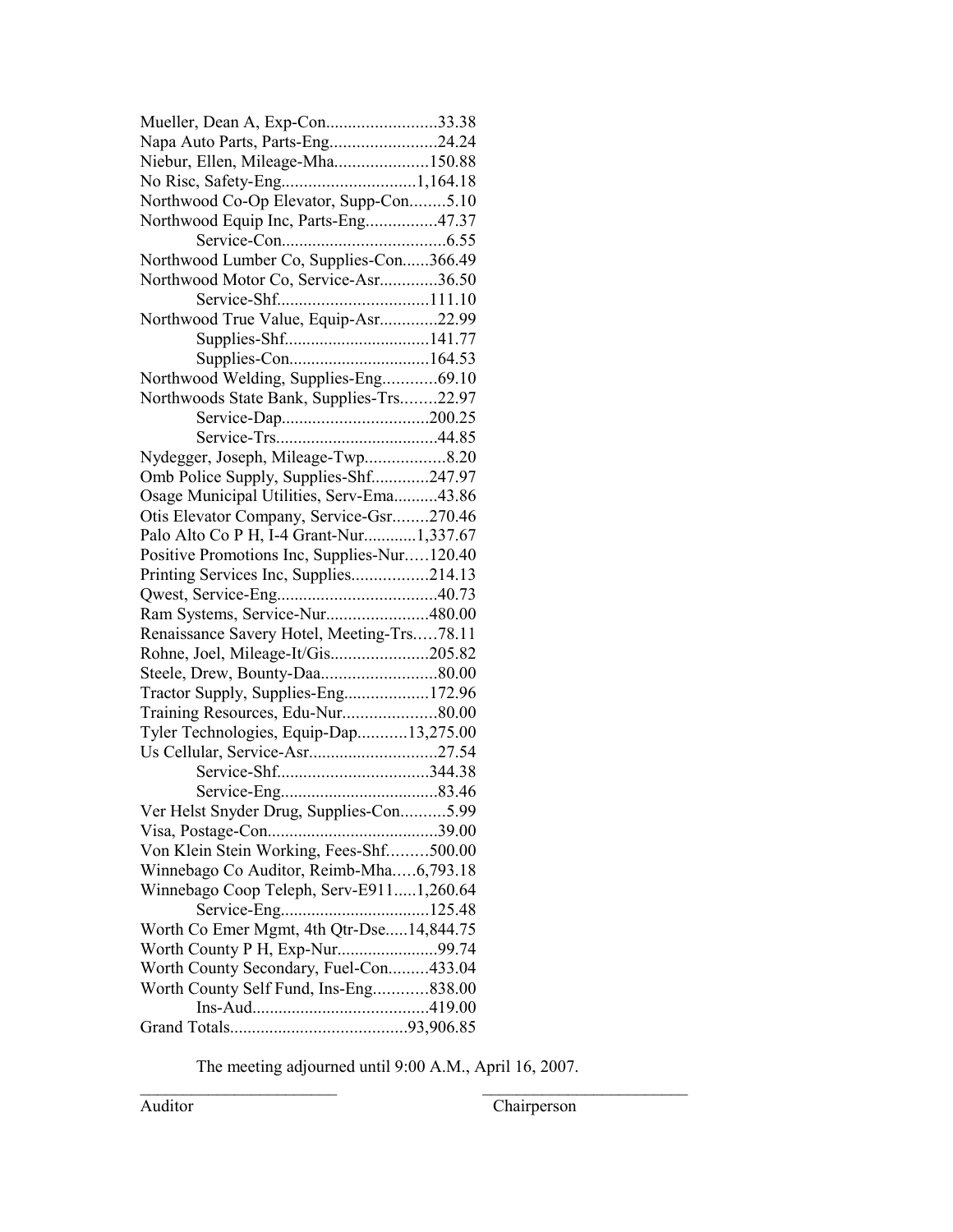Mueller, Dean A, Exp-Con.........................33.38
Napa Auto Parts, Parts-Eng........................24.24
Niebur, Ellen, Mileage-Mha.....................150.88
No Risc, Safety-Eng..............................1,164.18
Northwood Co-Op Elevator, Supp-Con........5.10
Northwood Equip Inc, Parts-Eng................47.37
Service-Con.....................................6.55
Northwood Lumber Co, Supplies-Con......366.49
Northwood Motor Co, Service-Asr.............36.50
Service-Shf..................................111.10
Northwood True Value, Equip-Asr.............22.99
Supplies-Shf................................141.77
Supplies-Con................................164.53
Northwood Welding, Supplies-Eng............69.10
Northwoods State Bank, Supplies-Trs........22.97
Service-Dap.................................200.25
Service-Trs.....................................44.85
Nydegger, Joseph, Mileage-Twp..................8.20
Omb Police Supply, Supplies-Shf.............247.97
Osage Municipal Utilities, Serv-Ema..........43.86
Otis Elevator Company, Service-Gsr........270.46
Palo Alto Co P H, I-4 Grant-Nur............1,337.67
Positive Promotions Inc, Supplies-Nur.....120.40
Printing Services Inc, Supplies.................214.13
Qwest, Service-Eng....................................40.73
Ram Systems, Service-Nur.......................480.00
Renaissance Savery Hotel, Meeting-Trs.....78.11
Rohne, Joel, Mileage-It/Gis......................205.82
Steele, Drew, Bounty-Daa..........................80.00
Tractor Supply, Supplies-Eng...................172.96
Training Resources, Edu-Nur.....................80.00
Tyler Technologies, Equip-Dap...........13,275.00
Us Cellular, Service-Asr.............................27.54
Service-Shf..................................344.38
Service-Eng....................................83.46
Ver Helst Snyder Drug, Supplies-Con..........5.99
Visa, Postage-Con.......................................39.00
Von Klein Stein Working, Fees-Shf.........500.00
Winnebago Co Auditor, Reimb-Mha.....6,793.18
Winnebago Coop Teleph, Serv-E911.....1,260.64
Service-Eng..................................125.48
Worth Co Emer Mgmt, 4th Qtr-Dse.....14,844.75
Worth County P H, Exp-Nur.......................99.74
Worth County Secondary, Fuel-Con.........433.04
Worth County Self Fund, Ins-Eng............838.00
Ins-Aud........................................419.00
Grand Totals........................................93,906.85

The meeting adjourned until 9:00 A.M., April 16, 2007.

\_\_\_\_\_\_\_\_\_\_\_\_\_\_\_\_\_\_\_\_\_\_\_\_ \_\_\_\_\_\_\_\_\_\_\_\_\_\_\_\_\_\_\_\_\_\_\_\_

Auditor Chairperson